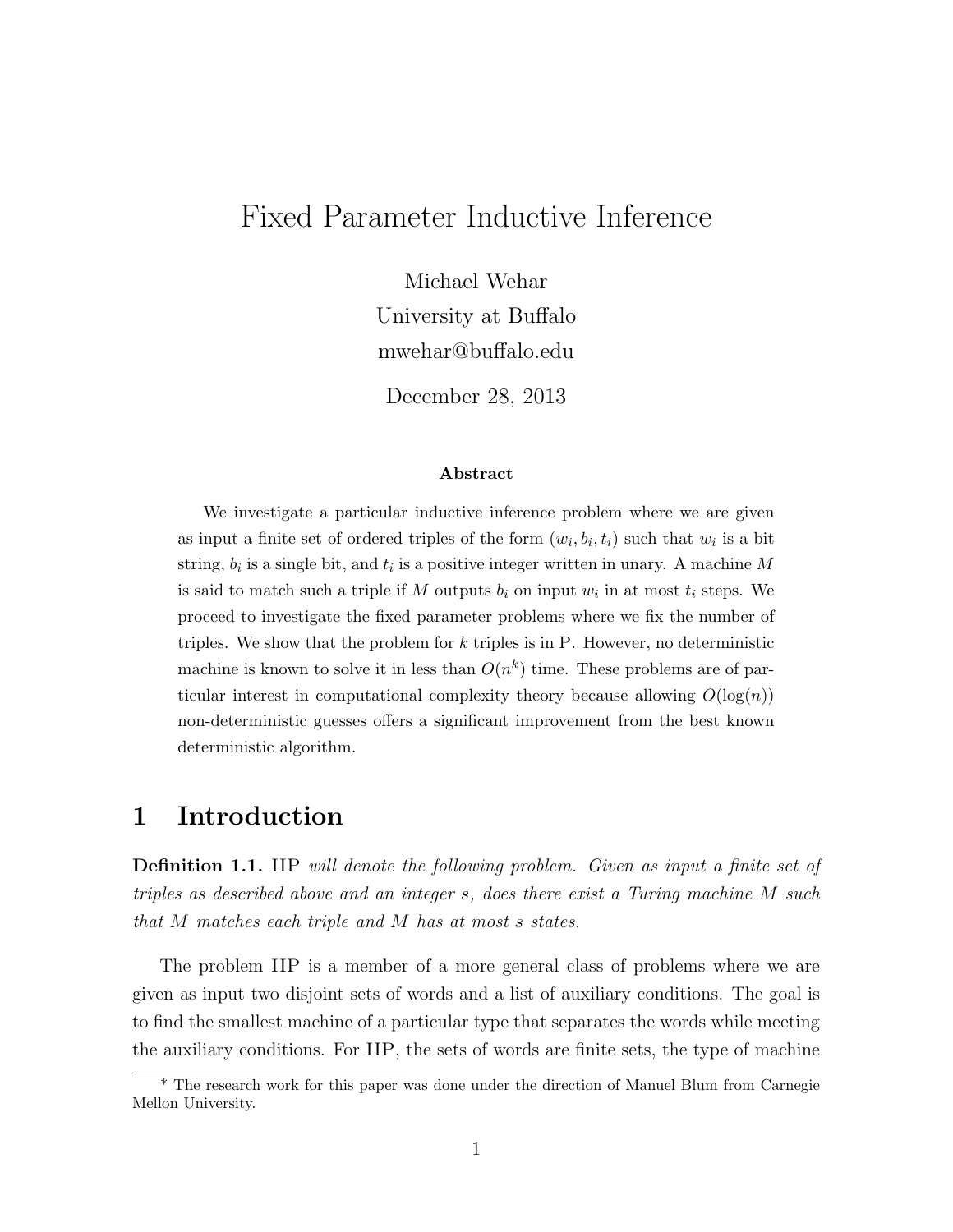# Fixed Parameter Inductive Inference

Michael Wehar

University at Buffalo

mwehar@buffalo.edu

December 28, 2013

**Abstract**

We investigate a particular inductive inference problem where we are given as input a finite set of ordered triples of the form $(w_i, b_i, t_i)$ such that $w_i$ is a bit string, $b_i$ is a single bit, and $t_i$ is a positive integer written in unary. A machine $M$ is said to match such a triple if $M$ outputs $b_i$ on input $w_i$ in at most $t_i$ steps. We proceed to investigate the fixed parameter problems where we fix the number of triples. We show that the problem for $k$ triples is in P. However, no deterministic machine is known to solve it in less than $O(n^k)$ time. These problems are of particular interest in computational complexity theory because allowing $O(\log(n))$ non-deterministic guesses offers a significant improvement from the best known deterministic algorithm.

## 1 Introduction

**Definition 1.1.** IIP *will denote the following problem. Given as input a finite set of triples as described above and an integer $s$, does there exist a Turing machine $M$ such that $M$ matches each triple and $M$ has at most $s$ states.*

The problem IIP is a member of a more general class of problems where we are given as input two disjoint sets of words and a list of auxiliary conditions. The goal is to find the smallest machine of a particular type that separates the words while meeting the auxiliary conditions. For IIP, the sets of words are finite sets, the type of machine

\* The research work for this paper was done under the direction of Manuel Blum from Carnegie Mellon University.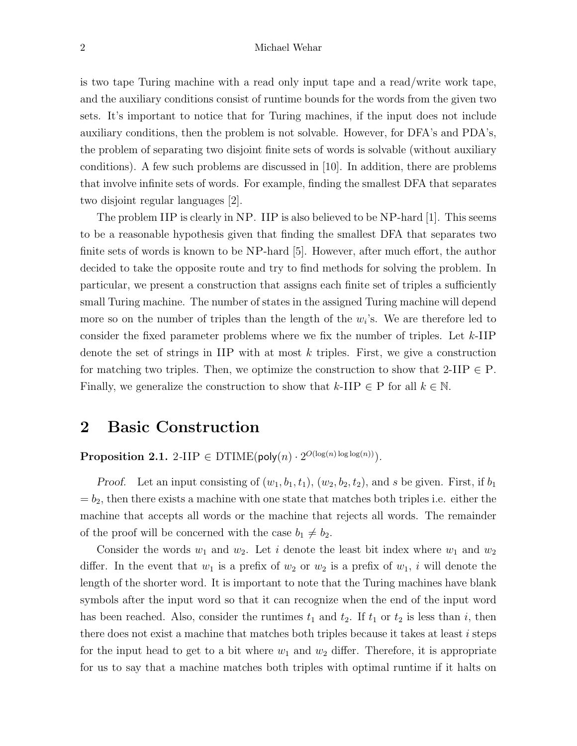is two tape Turing machine with a read only input tape and a read/write work tape, and the auxiliary conditions consist of runtime bounds for the words from the given two sets. It's important to notice that for Turing machines, if the input does not include auxiliary conditions, then the problem is not solvable. However, for DFA's and PDA's, the problem of separating two disjoint finite sets of words is solvable (without auxiliary conditions). A few such problems are discussed in [10]. In addition, there are problems that involve infinite sets of words. For example, finding the smallest DFA that separates two disjoint regular languages [2].

The problem IIP is clearly in NP. IIP is also believed to be NP-hard [1]. This seems to be a reasonable hypothesis given that finding the smallest DFA that separates two finite sets of words is known to be NP-hard [5]. However, after much effort, the author decided to take the opposite route and try to find methods for solving the problem. In particular, we present a construction that assigns each finite set of triples a sufficiently small Turing machine. The number of states in the assigned Turing machine will depend more so on the number of triples than the length of the $w_i$'s. We are therefore led to consider the fixed parameter problems where we fix the number of triples. Let $k$-IIP denote the set of strings in IIP with at most $k$ triples. First, we give a construction for matching two triples. Then, we optimize the construction to show that 2-IIP $\in$ P. Finally, we generalize the construction to show that $k$-IIP $\in$ P for all $k \in \mathbb{N}$.

## 2 Basic Construction

**Proposition 2.1.** 2-IIP $\in$ DTIME$(\mathsf{poly}(n) \cdot 2^{O(\log(n)\log\log(n))})$.

*Proof.* Let an input consisting of $(w_1, b_1, t_1)$, $(w_2, b_2, t_2)$, and $s$ be given. First, if $b_1 = b_2$, then there exists a machine with one state that matches both triples i.e. either the machine that accepts all words or the machine that rejects all words. The remainder of the proof will be concerned with the case $b_1 \neq b_2$.

Consider the words $w_1$ and $w_2$. Let $i$ denote the least bit index where $w_1$ and $w_2$ differ. In the event that $w_1$ is a prefix of $w_2$ or $w_2$ is a prefix of $w_1$, $i$ will denote the length of the shorter word. It is important to note that the Turing machines have blank symbols after the input word so that it can recognize when the end of the input word has been reached. Also, consider the runtimes $t_1$ and $t_2$. If $t_1$ or $t_2$ is less than $i$, then there does not exist a machine that matches both triples because it takes at least $i$ steps for the input head to get to a bit where $w_1$ and $w_2$ differ. Therefore, it is appropriate for us to say that a machine matches both triples with optimal runtime if it halts on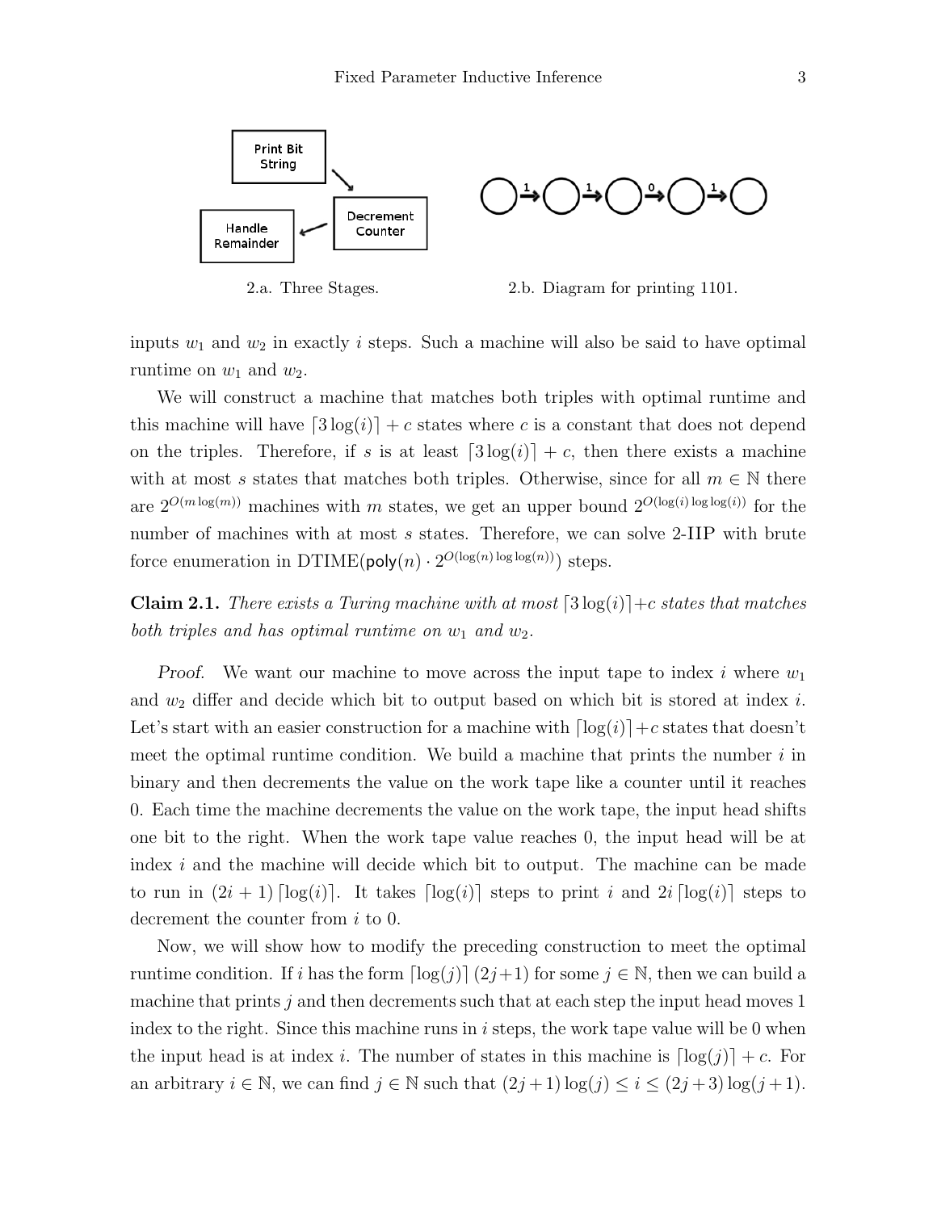2.a. Three Stages.

2.b. Diagram for printing 1101.

inputs $w_1$ and $w_2$ in exactly $i$ steps. Such a machine will also be said to have optimal runtime on $w_1$ and $w_2$.

We will construct a machine that matches both triples with optimal runtime and this machine will have $\lceil 3\log(i) \rceil + c$ states where $c$ is a constant that does not depend on the triples. Therefore, if $s$ is at least $\lceil 3\log(i) \rceil + c$, then there exists a machine with at most $s$ states that matches both triples. Otherwise, since for all $m \in \mathbb{N}$ there are $2^{O(m \log(m))}$ machines with $m$ states, we get an upper bound $2^{O(\log(i) \log\log(i))}$ for the number of machines with at most $s$ states. Therefore, we can solve 2-IIP with brute force enumeration in $\mathrm{DTIME}(\mathsf{poly}(n) \cdot 2^{O(\log(n) \log\log(n))})$ steps.

**Claim 2.1.** *There exists a Turing machine with at most $\lceil 3\log(i) \rceil + c$ states that matches both triples and has optimal runtime on $w_1$ and $w_2$.*

*Proof.* We want our machine to move across the input tape to index $i$ where $w_1$ and $w_2$ differ and decide which bit to output based on which bit is stored at index $i$. Let's start with an easier construction for a machine with $\lceil \log(i) \rceil + c$ states that doesn't meet the optimal runtime condition. We build a machine that prints the number $i$ in binary and then decrements the value on the work tape like a counter until it reaches 0. Each time the machine decrements the value on the work tape, the input head shifts one bit to the right. When the work tape value reaches 0, the input head will be at index $i$ and the machine will decide which bit to output. The machine can be made to run in $(2i+1)\lceil \log(i) \rceil$. It takes $\lceil \log(i) \rceil$ steps to print $i$ and $2i\lceil \log(i) \rceil$ steps to decrement the counter from $i$ to 0.

Now, we will show how to modify the preceding construction to meet the optimal runtime condition. If $i$ has the form $\lceil \log(j) \rceil (2j+1)$ for some $j \in \mathbb{N}$, then we can build a machine that prints $j$ and then decrements such that at each step the input head moves 1 index to the right. Since this machine runs in $i$ steps, the work tape value will be 0 when the input head is at index $i$. The number of states in this machine is $\lceil \log(j) \rceil + c$. For an arbitrary $i \in \mathbb{N}$, we can find $j \in \mathbb{N}$ such that $(2j+1)\log(j) \leq i \leq (2j+3)\log(j+1)$.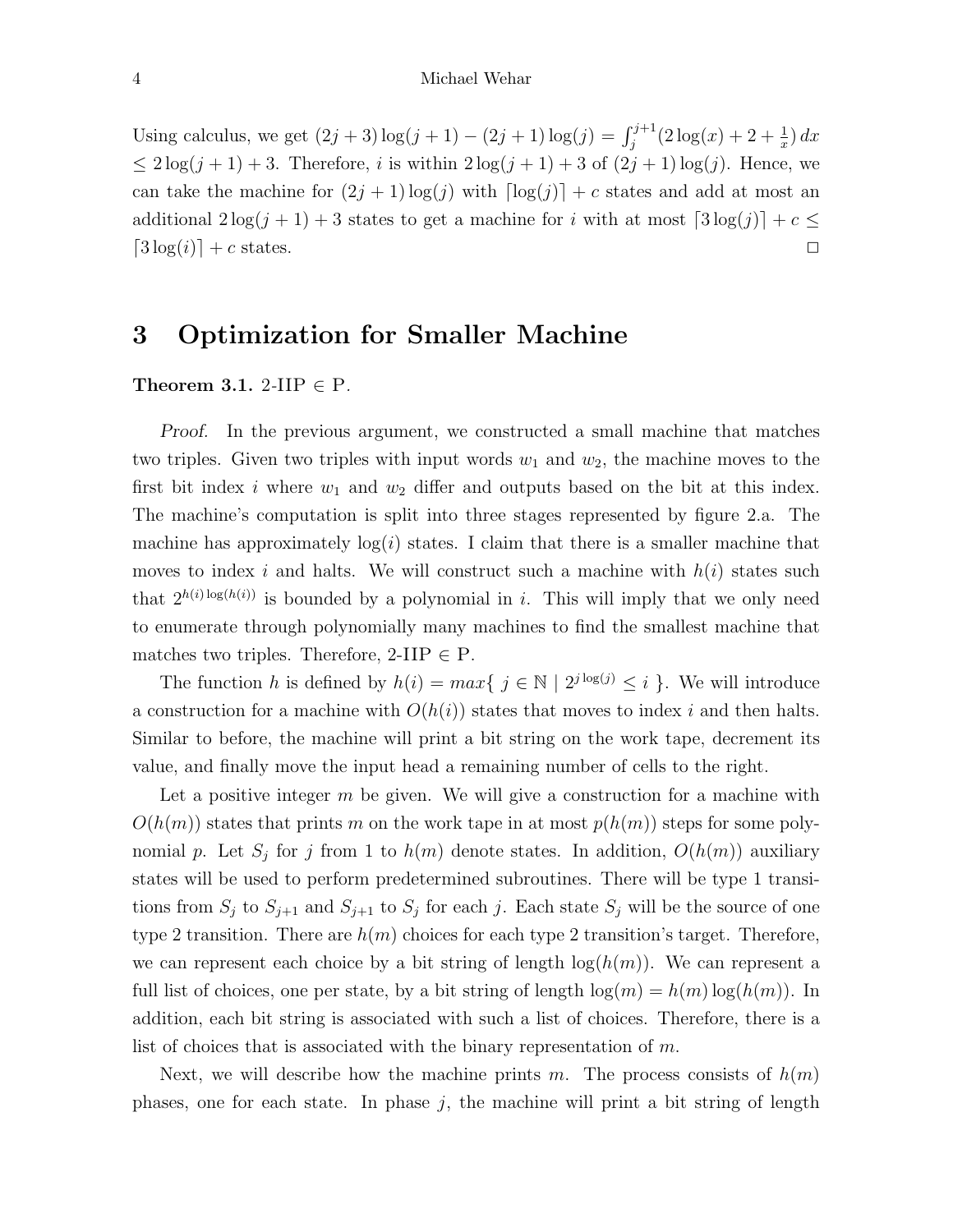Using calculus, we get $(2j+3)\log(j+1) - (2j+1)\log(j) = \int_j^{j+1}(2\log(x) + 2 + \frac{1}{x})\,dx \leq 2\log(j+1)+3$. Therefore, $i$ is within $2\log(j+1)+3$ of $(2j+1)\log(j)$. Hence, we can take the machine for $(2j+1)\log(j)$ with $\lceil \log(j) \rceil + c$ states and add at most an additional $2\log(j+1)+3$ states to get a machine for $i$ with at most $\lceil 3\log(j) \rceil + c \leq \lceil 3\log(i) \rceil + c$ states. □

## 3 Optimization for Smaller Machine

**Theorem 3.1.** 2-IIP $\in$ P.

*Proof.* In the previous argument, we constructed a small machine that matches two triples. Given two triples with input words $w_1$ and $w_2$, the machine moves to the first bit index $i$ where $w_1$ and $w_2$ differ and outputs based on the bit at this index. The machine's computation is split into three stages represented by figure 2.a. The machine has approximately $\log(i)$ states. I claim that there is a smaller machine that moves to index $i$ and halts. We will construct such a machine with $h(i)$ states such that $2^{h(i)\log(h(i))}$ is bounded by a polynomial in $i$. This will imply that we only need to enumerate through polynomially many machines to find the smallest machine that matches two triples. Therefore, 2-IIP $\in$ P.

The function $h$ is defined by $h(i) = max\{\ j \in \mathbb{N} \mid 2^{j\log(j)} \leq i\ \}$. We will introduce a construction for a machine with $O(h(i))$ states that moves to index $i$ and then halts. Similar to before, the machine will print a bit string on the work tape, decrement its value, and finally move the input head a remaining number of cells to the right.

Let a positive integer $m$ be given. We will give a construction for a machine with $O(h(m))$ states that prints $m$ on the work tape in at most $p(h(m))$ steps for some polynomial $p$. Let $S_j$ for $j$ from 1 to $h(m)$ denote states. In addition, $O(h(m))$ auxiliary states will be used to perform predetermined subroutines. There will be type 1 transitions from $S_j$ to $S_{j+1}$ and $S_{j+1}$ to $S_j$ for each $j$. Each state $S_j$ will be the source of one type 2 transition. There are $h(m)$ choices for each type 2 transition's target. Therefore, we can represent each choice by a bit string of length $\log(h(m))$. We can represent a full list of choices, one per state, by a bit string of length $\log(m) = h(m)\log(h(m))$. In addition, each bit string is associated with such a list of choices. Therefore, there is a list of choices that is associated with the binary representation of $m$.

Next, we will describe how the machine prints $m$. The process consists of $h(m)$ phases, one for each state. In phase $j$, the machine will print a bit string of length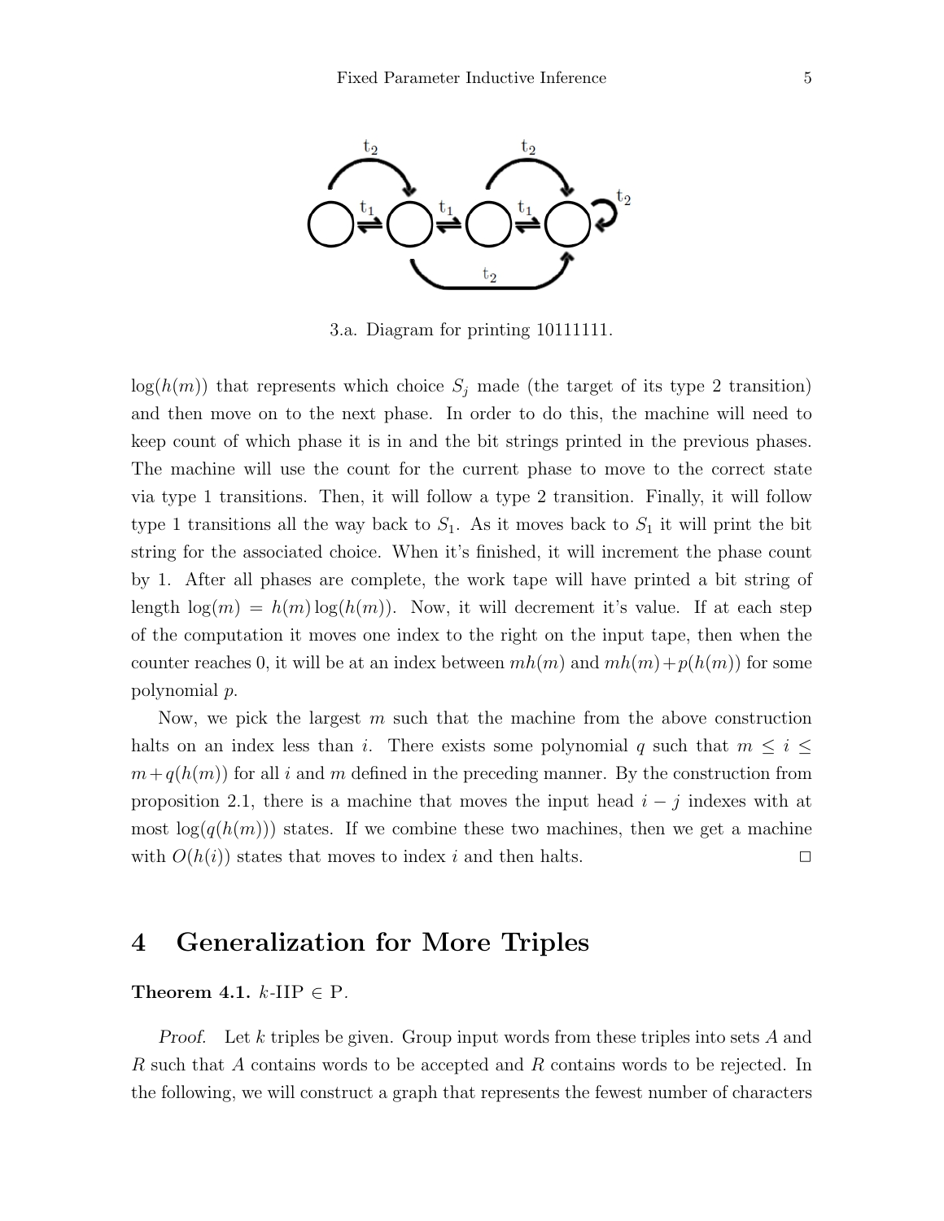3.a. Diagram for printing 10111111.

$\log(h(m))$ that represents which choice $S_j$ made (the target of its type 2 transition) and then move on to the next phase. In order to do this, the machine will need to keep count of which phase it is in and the bit strings printed in the previous phases. The machine will use the count for the current phase to move to the correct state via type 1 transitions. Then, it will follow a type 2 transition. Finally, it will follow type 1 transitions all the way back to $S_1$. As it moves back to $S_1$ it will print the bit string for the associated choice. When it's finished, it will increment the phase count by 1. After all phases are complete, the work tape will have printed a bit string of length $\log(m) = h(m)\log(h(m))$. Now, it will decrement it's value. If at each step of the computation it moves one index to the right on the input tape, then when the counter reaches 0, it will be at an index between $mh(m)$ and $mh(m)+p(h(m))$ for some polynomial $p$.

Now, we pick the largest $m$ such that the machine from the above construction halts on an index less than $i$. There exists some polynomial $q$ such that $m \leq i \leq m + q(h(m))$ for all $i$ and $m$ defined in the preceding manner. By the construction from proposition 2.1, there is a machine that moves the input head $i - j$ indexes with at most $\log(q(h(m)))$ states. If we combine these two machines, then we get a machine with $O(h(i))$ states that moves to index $i$ and then halts. □

# 4 Generalization for More Triples

**Theorem 4.1.** $k$-IIP $\in$ P.

*Proof.* Let $k$ triples be given. Group input words from these triples into sets $A$ and $R$ such that $A$ contains words to be accepted and $R$ contains words to be rejected. In the following, we will construct a graph that represents the fewest number of characters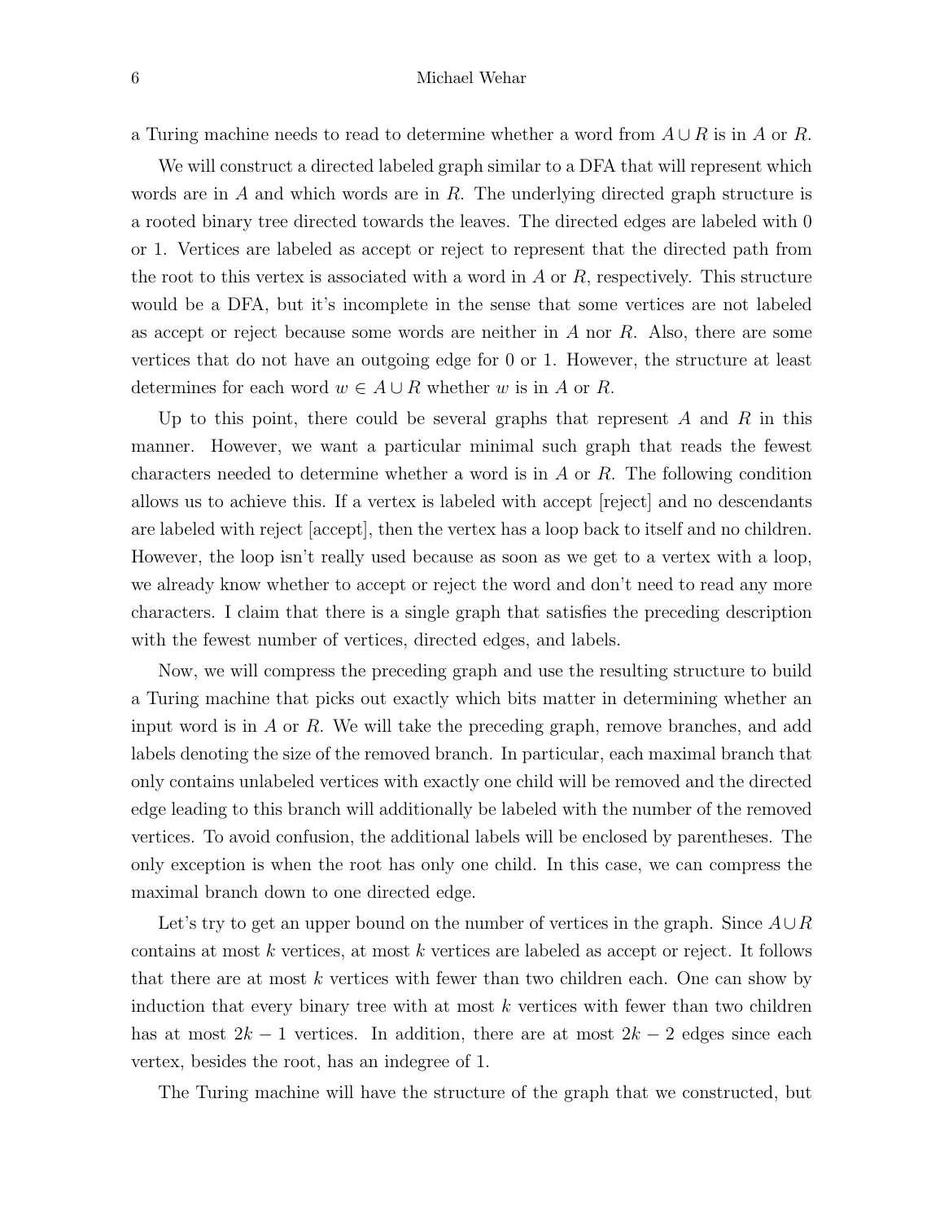a Turing machine needs to read to determine whether a word from $A \cup R$ is in $A$ or $R$.

We will construct a directed labeled graph similar to a DFA that will represent which words are in $A$ and which words are in $R$. The underlying directed graph structure is a rooted binary tree directed towards the leaves. The directed edges are labeled with 0 or 1. Vertices are labeled as accept or reject to represent that the directed path from the root to this vertex is associated with a word in $A$ or $R$, respectively. This structure would be a DFA, but it's incomplete in the sense that some vertices are not labeled as accept or reject because some words are neither in $A$ nor $R$. Also, there are some vertices that do not have an outgoing edge for 0 or 1. However, the structure at least determines for each word $w \in A \cup R$ whether $w$ is in $A$ or $R$.

Up to this point, there could be several graphs that represent $A$ and $R$ in this manner. However, we want a particular minimal such graph that reads the fewest characters needed to determine whether a word is in $A$ or $R$. The following condition allows us to achieve this. If a vertex is labeled with accept [reject] and no descendants are labeled with reject [accept], then the vertex has a loop back to itself and no children. However, the loop isn't really used because as soon as we get to a vertex with a loop, we already know whether to accept or reject the word and don't need to read any more characters. I claim that there is a single graph that satisfies the preceding description with the fewest number of vertices, directed edges, and labels.

Now, we will compress the preceding graph and use the resulting structure to build a Turing machine that picks out exactly which bits matter in determining whether an input word is in $A$ or $R$. We will take the preceding graph, remove branches, and add labels denoting the size of the removed branch. In particular, each maximal branch that only contains unlabeled vertices with exactly one child will be removed and the directed edge leading to this branch will additionally be labeled with the number of the removed vertices. To avoid confusion, the additional labels will be enclosed by parentheses. The only exception is when the root has only one child. In this case, we can compress the maximal branch down to one directed edge.

Let's try to get an upper bound on the number of vertices in the graph. Since $A \cup R$ contains at most $k$ vertices, at most $k$ vertices are labeled as accept or reject. It follows that there are at most $k$ vertices with fewer than two children each. One can show by induction that every binary tree with at most $k$ vertices with fewer than two children has at most $2k - 1$ vertices. In addition, there are at most $2k - 2$ edges since each vertex, besides the root, has an indegree of 1.

The Turing machine will have the structure of the graph that we constructed, but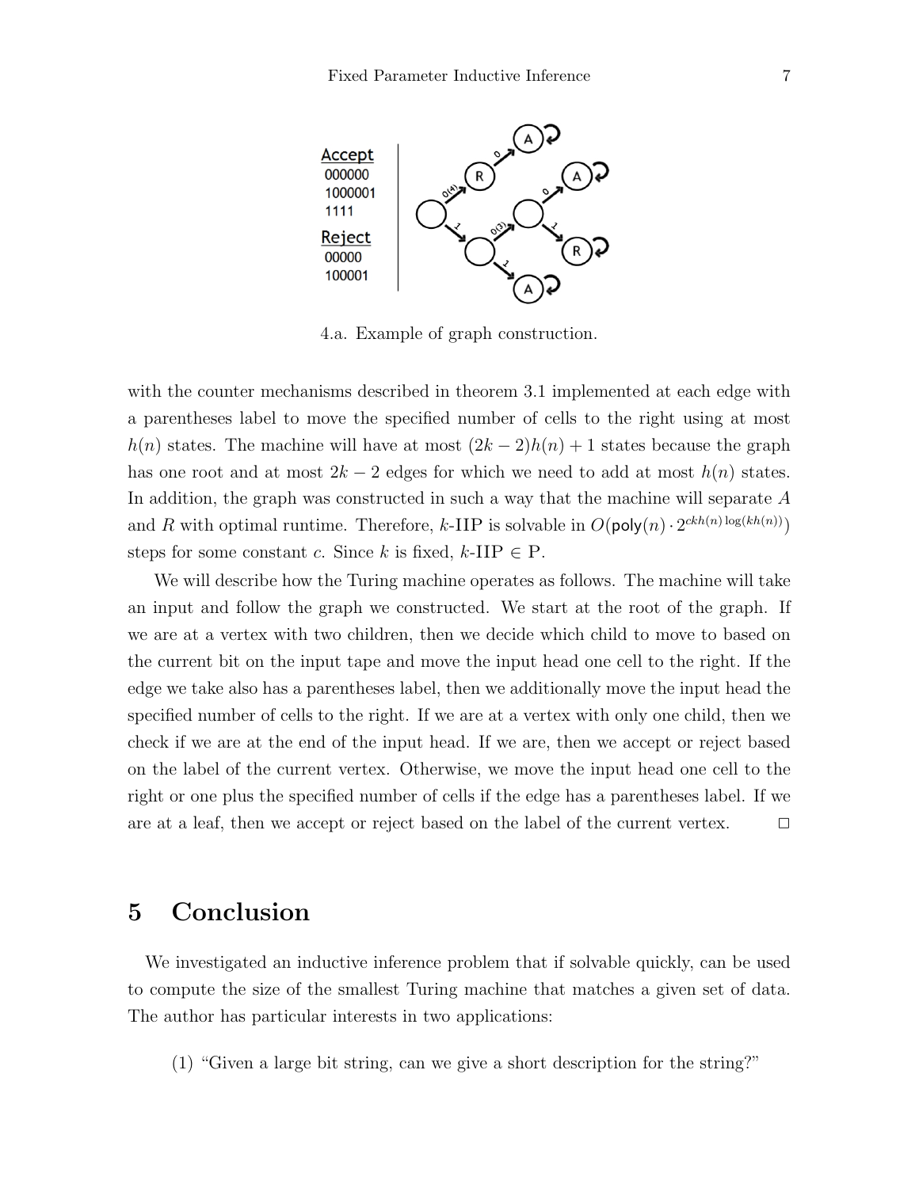Accept
000000
1000001
1111

Reject
00000
100001

4.a. Example of graph construction.

with the counter mechanisms described in theorem 3.1 implemented at each edge with a parentheses label to move the specified number of cells to the right using at most $h(n)$ states. The machine will have at most $(2k-2)h(n)+1$ states because the graph has one root and at most $2k-2$ edges for which we need to add at most $h(n)$ states. In addition, the graph was constructed in such a way that the machine will separate $A$ and $R$ with optimal runtime. Therefore, $k$-IIP is solvable in $O(\mathsf{poly}(n) \cdot 2^{ckh(n)\log(kh(n))})$ steps for some constant $c$. Since $k$ is fixed, $k$-IIP $\in$ P.

We will describe how the Turing machine operates as follows. The machine will take an input and follow the graph we constructed. We start at the root of the graph. If we are at a vertex with two children, then we decide which child to move to based on the current bit on the input tape and move the input head one cell to the right. If the edge we take also has a parentheses label, then we additionally move the input head the specified number of cells to the right. If we are at a vertex with only one child, then we check if we are at the end of the input head. If we are, then we accept or reject based on the label of the current vertex. Otherwise, we move the input head one cell to the right or one plus the specified number of cells if the edge has a parentheses label. If we are at a leaf, then we accept or reject based on the label of the current vertex. □

# 5 Conclusion

We investigated an inductive inference problem that if solvable quickly, can be used to compute the size of the smallest Turing machine that matches a given set of data. The author has particular interests in two applications:

(1) "Given a large bit string, can we give a short description for the string?"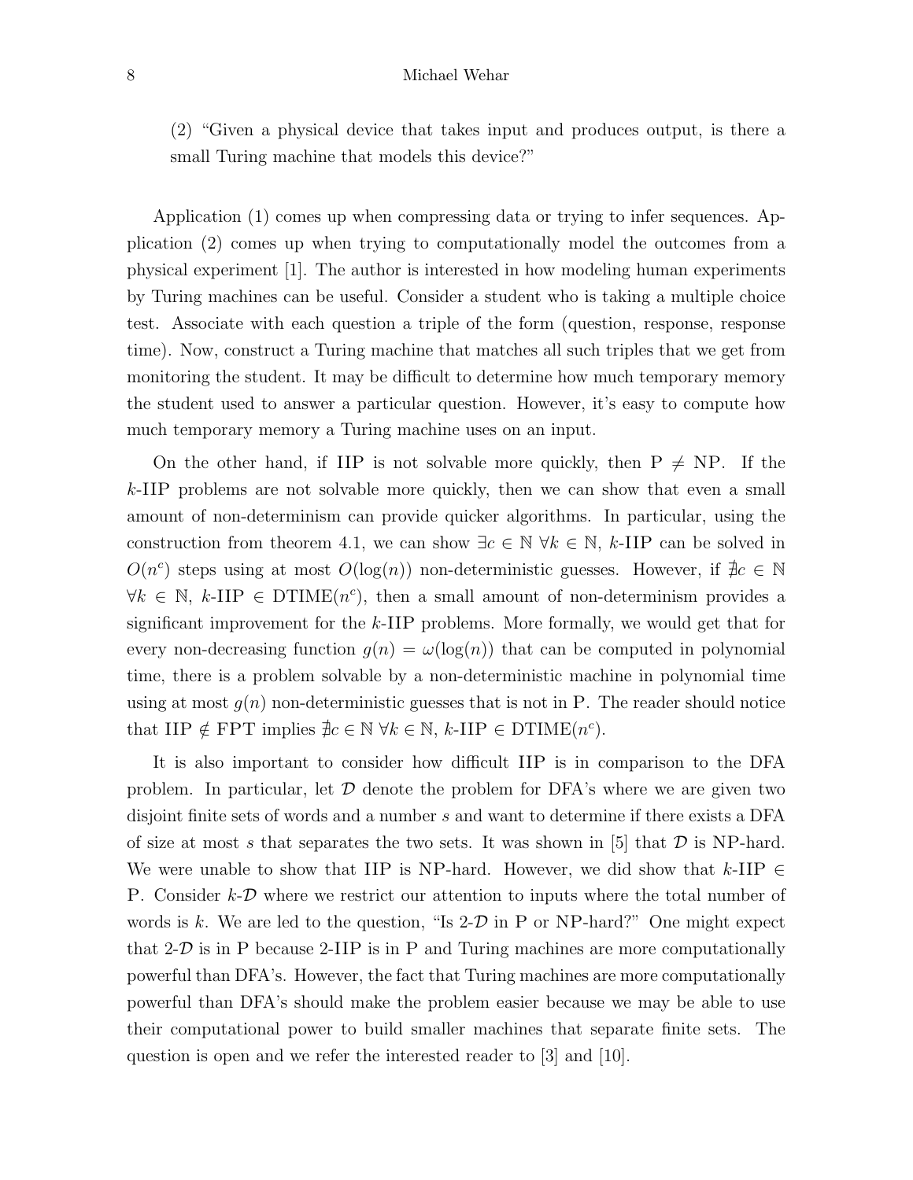(2) "Given a physical device that takes input and produces output, is there a small Turing machine that models this device?"

Application (1) comes up when compressing data or trying to infer sequences. Application (2) comes up when trying to computationally model the outcomes from a physical experiment [1]. The author is interested in how modeling human experiments by Turing machines can be useful. Consider a student who is taking a multiple choice test. Associate with each question a triple of the form (question, response, response time). Now, construct a Turing machine that matches all such triples that we get from monitoring the student. It may be difficult to determine how much temporary memory the student used to answer a particular question. However, it's easy to compute how much temporary memory a Turing machine uses on an input.

On the other hand, if IIP is not solvable more quickly, then P $\neq$ NP. If the $k$-IIP problems are not solvable more quickly, then we can show that even a small amount of non-determinism can provide quicker algorithms. In particular, using the construction from theorem 4.1, we can show $\exists c \in \mathbb{N}\ \forall k \in \mathbb{N}$, $k$-IIP can be solved in $O(n^c)$ steps using at most $O(\log(n))$ non-deterministic guesses. However, if $\nexists c \in \mathbb{N}\ \forall k \in \mathbb{N}$, $k$-IIP $\in$ DTIME$(n^c)$, then a small amount of non-determinism provides a significant improvement for the $k$-IIP problems. More formally, we would get that for every non-decreasing function $g(n) = \omega(\log(n))$ that can be computed in polynomial time, there is a problem solvable by a non-deterministic machine in polynomial time using at most $g(n)$ non-deterministic guesses that is not in P. The reader should notice that IIP $\notin$ FPT implies $\nexists c \in \mathbb{N}\ \forall k \in \mathbb{N}$, $k$-IIP $\in$ DTIME$(n^c)$.

It is also important to consider how difficult IIP is in comparison to the DFA problem. In particular, let $\mathcal{D}$ denote the problem for DFA's where we are given two disjoint finite sets of words and a number $s$ and want to determine if there exists a DFA of size at most $s$ that separates the two sets. It was shown in [5] that $\mathcal{D}$ is NP-hard. We were unable to show that IIP is NP-hard. However, we did show that $k$-IIP $\in$ P. Consider $k$-$\mathcal{D}$ where we restrict our attention to inputs where the total number of words is $k$. We are led to the question, "Is 2-$\mathcal{D}$ in P or NP-hard?" One might expect that 2-$\mathcal{D}$ is in P because 2-IIP is in P and Turing machines are more computationally powerful than DFA's. However, the fact that Turing machines are more computationally powerful than DFA's should make the problem easier because we may be able to use their computational power to build smaller machines that separate finite sets. The question is open and we refer the interested reader to [3] and [10].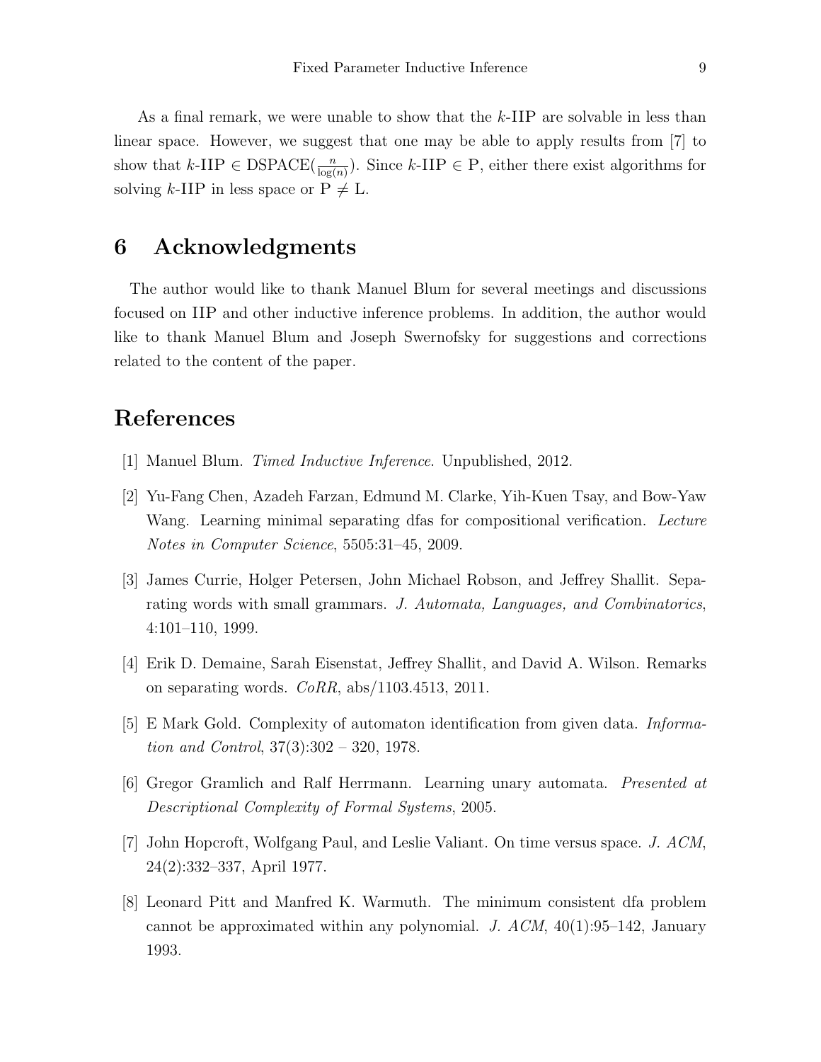As a final remark, we were unable to show that the $k$-IIP are solvable in less than linear space. However, we suggest that one may be able to apply results from [7] to show that $k\text{-IIP} \in \text{DSPACE}(\frac{n}{\log(n)})$. Since $k\text{-IIP} \in \text{P}$, either there exist algorithms for solving $k$-IIP in less space or $\text{P} \neq \text{L}$.

## 6 Acknowledgments

The author would like to thank Manuel Blum for several meetings and discussions focused on IIP and other inductive inference problems. In addition, the author would like to thank Manuel Blum and Joseph Swernofsky for suggestions and corrections related to the content of the paper.

## References

[1] Manuel Blum. *Timed Inductive Inference*. Unpublished, 2012.

[2] Yu-Fang Chen, Azadeh Farzan, Edmund M. Clarke, Yih-Kuen Tsay, and Bow-Yaw Wang. Learning minimal separating dfas for compositional verification. *Lecture Notes in Computer Science*, 5505:31–45, 2009.

[3] James Currie, Holger Petersen, John Michael Robson, and Jeffrey Shallit. Separating words with small grammars. *J. Automata, Languages, and Combinatorics*, 4:101–110, 1999.

[4] Erik D. Demaine, Sarah Eisenstat, Jeffrey Shallit, and David A. Wilson. Remarks on separating words. *CoRR*, abs/1103.4513, 2011.

[5] E Mark Gold. Complexity of automaton identification from given data. *Information and Control*, 37(3):302 – 320, 1978.

[6] Gregor Gramlich and Ralf Herrmann. Learning unary automata. *Presented at Descriptional Complexity of Formal Systems*, 2005.

[7] John Hopcroft, Wolfgang Paul, and Leslie Valiant. On time versus space. *J. ACM*, 24(2):332–337, April 1977.

[8] Leonard Pitt and Manfred K. Warmuth. The minimum consistent dfa problem cannot be approximated within any polynomial. *J. ACM*, 40(1):95–142, January 1993.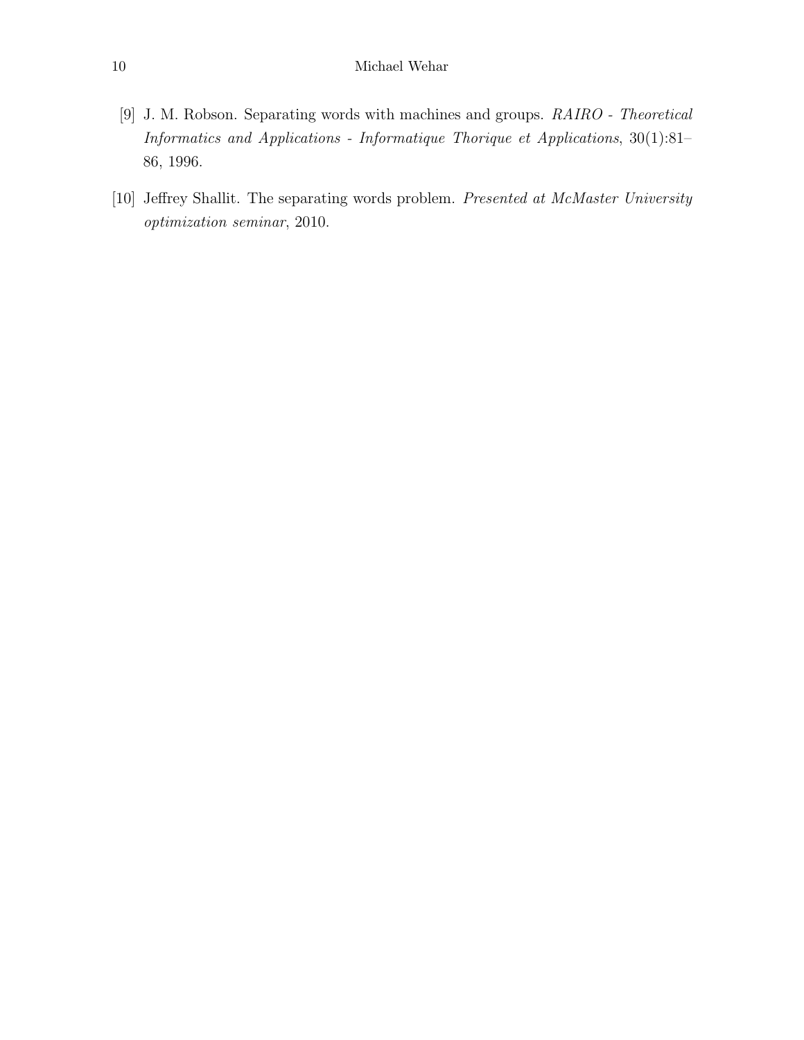[9] J. M. Robson. Separating words with machines and groups. *RAIRO - Theoretical Informatics and Applications - Informatique Thorique et Applications*, 30(1):81–86, 1996.

[10] Jeffrey Shallit. The separating words problem. *Presented at McMaster University optimization seminar*, 2010.